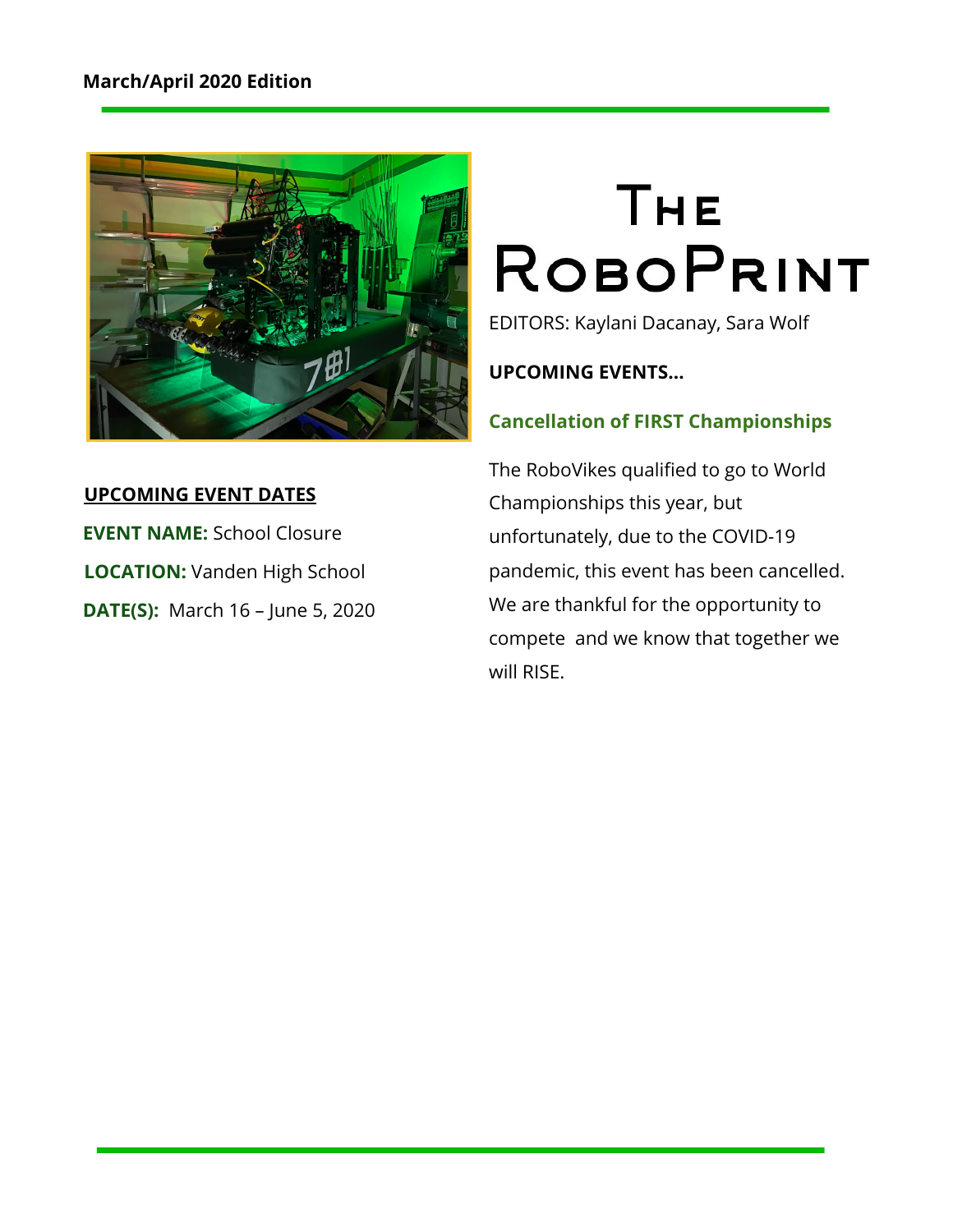**March/April 2020 Edition**

# The RoboPrint

EDITORS: Kaylani Dacanay, Sara Wolf

**UPCOMING EVENTS…**

### Cancellation of FIRST Championships

The RoboVikes qualified to go to World Championships this year, but unfortunately, due to the COVID-19 pandemic, this event has been cancelled. We are thankful for the opportunity to compete and we know that together we will RISE.

**UPCOMING EVENT DATES**

**EVENT NAME:** School Closure

**LOCATION:** Vanden High School

**DATE(S):** March 16 – June 5, 2020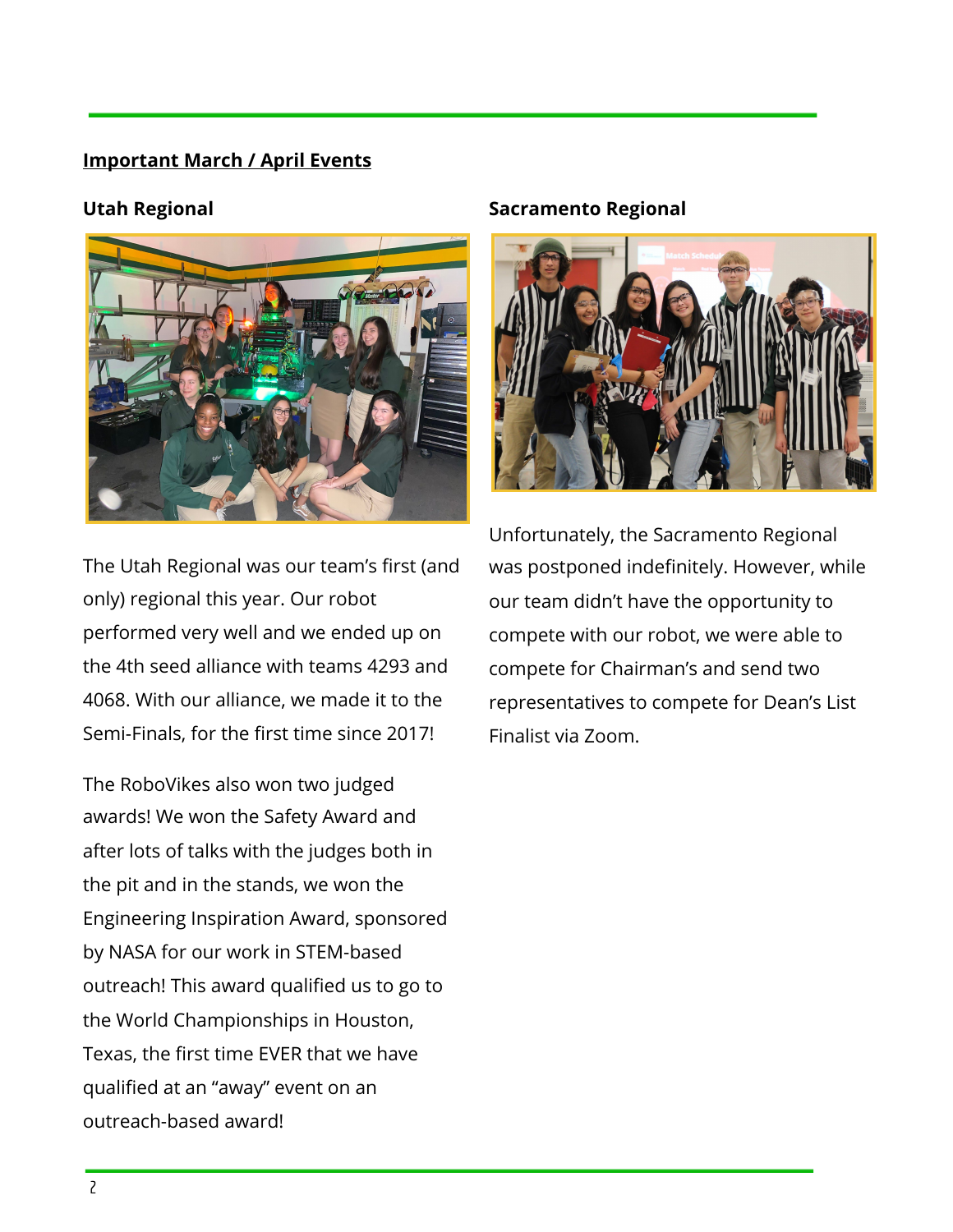## Important March / April Events

### Utah Regional

The Utah Regional was our team's first (and only) regional this year. Our robot performed very well and we ended up on the 4th seed alliance with teams 4293 and 4068. With our alliance, we made it to the Semi-Finals, for the first time since 2017!

The RoboVikes also won two judged awards! We won the Safety Award and after lots of talks with the judges both in the pit and in the stands, we won the Engineering Inspiration Award, sponsored by NASA for our work in STEM-based outreach! This award qualified us to go to the World Championships in Houston, Texas, the first time EVER that we have qualified at an "away" event on an outreach-based award!

### Sacramento Regional

Unfortunately, the Sacramento Regional was postponed indefinitely. However, while our team didn't have the opportunity to compete with our robot, we were able to compete for Chairman's and send two representatives to compete for Dean's List Finalist via Zoom.